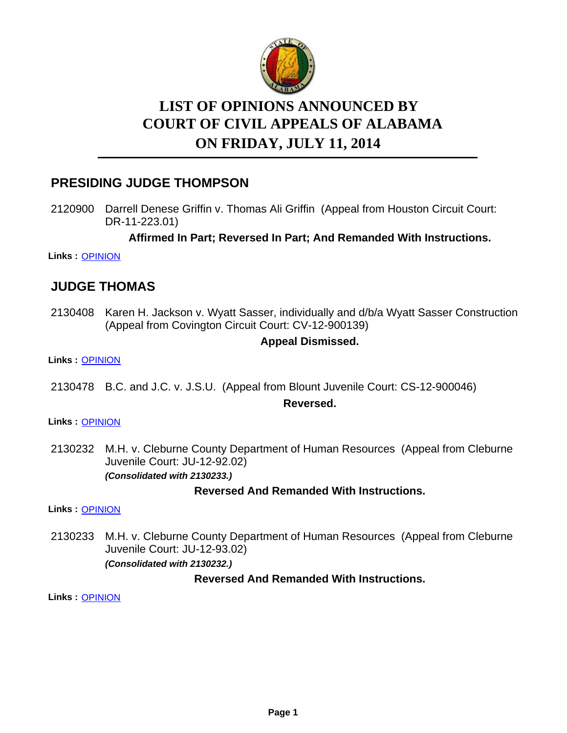# LIST OF OPINIONS ANNOUNCED BY COURT OF CIVIL APPEALS OF ALABAMA ON FRIDAY, JULY 11, 2014

## PRESIDING JUDGE THOMPSON

2120900 Darrell Denese Griffin v. Thomas Ali Griffin (Appeal from Houston Circuit Court: DR-11-223.01)

**Affirmed In Part; Reversed In Part; And Remanded With Instructions.**

**Links :** OPINION

## JUDGE THOMAS

2130408 Karen H. Jackson v. Wyatt Sasser, individually and d/b/a Wyatt Sasser Construction (Appeal from Covington Circuit Court: CV-12-900139)

**Appeal Dismissed.**

**Links :** OPINION

2130478 B.C. and J.C. v. J.S.U. (Appeal from Blount Juvenile Court: CS-12-900046)

**Reversed.**

**Links :** OPINION

2130232 M.H. v. Cleburne County Department of Human Resources (Appeal from Cleburne Juvenile Court: JU-12-92.02)

***(Consolidated with 2130233.)***

**Reversed And Remanded With Instructions.**

**Links :** OPINION

2130233 M.H. v. Cleburne County Department of Human Resources (Appeal from Cleburne Juvenile Court: JU-12-93.02)

***(Consolidated with 2130232.)***

**Reversed And Remanded With Instructions.**

**Links :** OPINION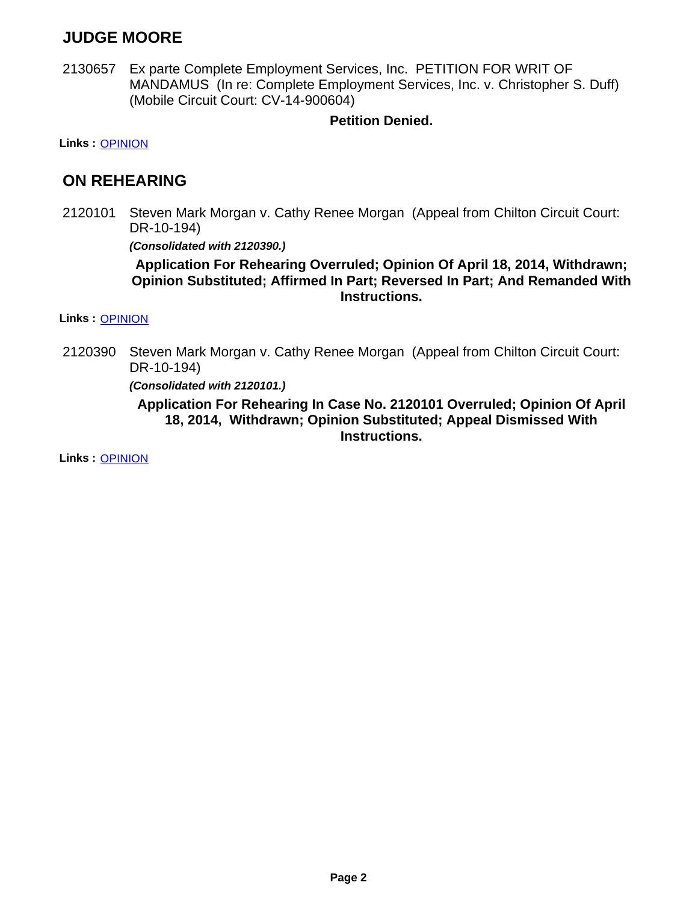## JUDGE MOORE

2130657 Ex parte Complete Employment Services, Inc. PETITION FOR WRIT OF MANDAMUS (In re: Complete Employment Services, Inc. v. Christopher S. Duff) (Mobile Circuit Court: CV-14-900604)

**Petition Denied.**

**Links :** OPINION

## ON REHEARING

2120101 Steven Mark Morgan v. Cathy Renee Morgan (Appeal from Chilton Circuit Court: DR-10-194)

***(Consolidated with 2120390.)***

**Application For Rehearing Overruled; Opinion Of April 18, 2014, Withdrawn; Opinion Substituted; Affirmed In Part; Reversed In Part; And Remanded With Instructions.**

**Links :** OPINION

2120390 Steven Mark Morgan v. Cathy Renee Morgan (Appeal from Chilton Circuit Court: DR-10-194)

***(Consolidated with 2120101.)***

**Application For Rehearing In Case No. 2120101 Overruled; Opinion Of April 18, 2014, Withdrawn; Opinion Substituted; Appeal Dismissed With Instructions.**

**Links :** OPINION